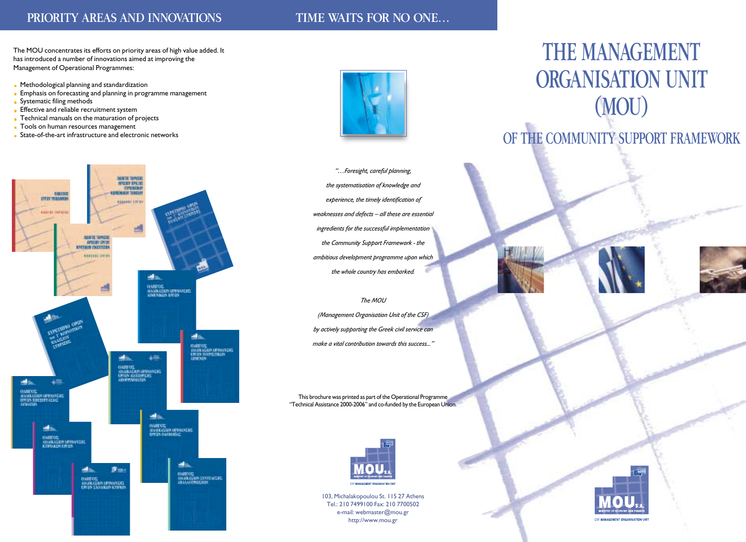## PRIORITY AREAS AND INNOVATIONS

The MOU concentrates its efforts on priority areas of high value added. It has introduced a number of innovations aimed at improving the Management of Operational Programmes:

- Methodological planning and standardization
- Emphasis on forecasting and planning in programme management
- Systematic filing methods
- Effective and reliable recruitment system
- Technical manuals on the maturation of projects
- Tools on human resources management
- State-of-the-art infrastructure and electronic networks

## TIME WAITS FOR NO ONE...

*"…Foresight, careful planning, the systematisation of knowledge and experience, the timely identification of weaknesses and defects – all these are essential ingredients for the successful implementation the Community Support Framework - the ambitious development programme upon which the whole country has embarked.*

*The MOU (Management Organisation Unit of the CSF) by actively supporting the Greek civil service can make a vital contribution towards this success..."*

This brochure was printed as part of the Operational Programme "Technical Assistance 2000-2006" and co-funded by the European Union.

MOU S.A.
MINISTRY OF ECONOMY AND FINANCE
CSF MANAGEMENT ORGANISATION UNIT

103, Michalakopoulou St. 115 27 Athens
Tel.: 210 7499100 Fax: 210 7700502
e-mail: webmaster@mou.gr
http://www.mou.gr

# THE MANAGEMENT ORGANISATION UNIT (MOU)

## OF THE COMMUNITY SUPPORT FRAMEWORK

MOU S.A.
MINISTRY OF ECONOMY AND FINANCE
CSF MANAGEMENT ORGANISATION UNIT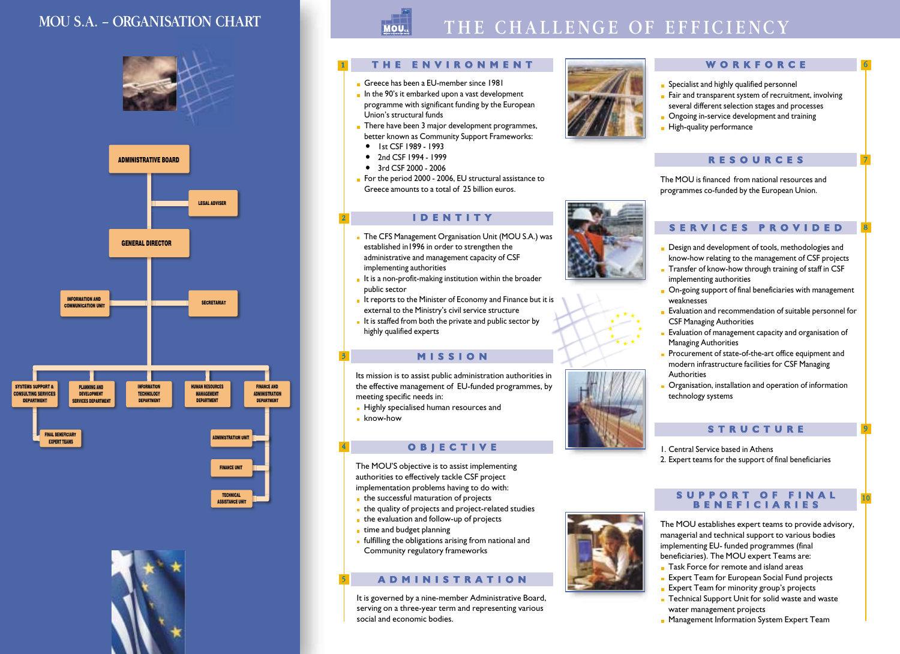# MOU S.A. – ORGANISATION CHART

ADMINISTRATIVE BOARD

LEGAL ADVISER

GENERAL DIRECTOR

INFORMATION AND COMMUNICATION UNIT

SECRETARIAT

SYSTEMS SUPPORT & CONSULTING SERVICES DEPARTMENT

PLANNING AND DEVELOPMENT SERVICES DEPARTMENT

INFORMATION TECHNOLOGY DEPARTMENT

HUMAN RESOURCES MANAGEMENT DEPARTMENT

FINANCE AND ADMINISTRATION DEPARTMENT

FINAL BENEFICIARY EXPERT TEAMS

ADMINISTRATION UNIT

FINANCE UNIT

TECHNICAL ASSISTANCE UNIT

# THE CHALLENGE OF EFFICIENCY

## 1 THE ENVIRONMENT

- Greece has been a EU-member since 1981
- In the 90's it embarked upon a vast development programme with significant funding by the European Union's structural funds
- There have been 3 major development programmes, better known as Community Support Frameworks:
  - 1st CSF 1989 - 1993
  - 2nd CSF 1994 - 1999
  - 3rd CSF 2000 - 2006
- For the period 2000 - 2006, EU structural assistance to Greece amounts to a total of 25 billion euros.

## 2 IDENTITY

- The CFS Management Organisation Unit (MOU S.A.) was established in1996 in order to strengthen the administrative and management capacity of CSF implementing authorities
- It is a non-profit-making institution within the broader public sector
- It reports to the Minister of Economy and Finance but it is external to the Ministry's civil service structure
- It is staffed from both the private and public sector by highly qualified experts

## 3 MISSION

Its mission is to assist public administration authorities in the effective management of EU-funded programmes, by meeting specific needs in:

- Highly specialised human resources and
- know-how

## 4 OBJECTIVE

The MOU'S objective is to assist implementing authorities to effectively tackle CSF project implementation problems having to do with:

- the successful maturation of projects
- the quality of projects and project-related studies
- the evaluation and follow-up of projects
- time and budget planning
- fulfilling the obligations arising from national and Community regulatory frameworks

## 5 ADMINISTRATION

It is governed by a nine-member Administrative Board, serving on a three-year term and representing various social and economic bodies.

## 6 WORKFORCE

- Specialist and highly qualified personnel
- Fair and transparent system of recruitment, involving several different selection stages and processes
- Ongoing in-service development and training
- High-quality performance

## 7 RESOURCES

The MOU is financed from national resources and programmes co-funded by the European Union.

## 8 SERVICES PROVIDED

- Design and development of tools, methodologies and know-how relating to the management of CSF projects
- Transfer of know-how through training of staff in CSF implementing authorities
- On-going support of final beneficiaries with management weaknesses
- Evaluation and recommendation of suitable personnel for CSF Managing Authorities
- Evaluation of management capacity and organisation of Managing Authorities
- Procurement of state-of-the-art office equipment and modern infrastructure facilities for CSF Managing Authorities
- Organisation, installation and operation of information technology systems

## 9 STRUCTURE

1. Central Service based in Athens
2. Expert teams for the support of final beneficiaries

## 10 SUPPORT OF FINAL BENEFICIARIES

The MOU establishes expert teams to provide advisory, managerial and technical support to various bodies implementing EU- funded programmes (final beneficiaries). The MOU expert Teams are:

- Task Force for remote and island areas
- Expert Team for European Social Fund projects
- Expert Team for minority group's projects
- Technical Support Unit for solid waste and waste water management projects
- Management Information System Expert Team